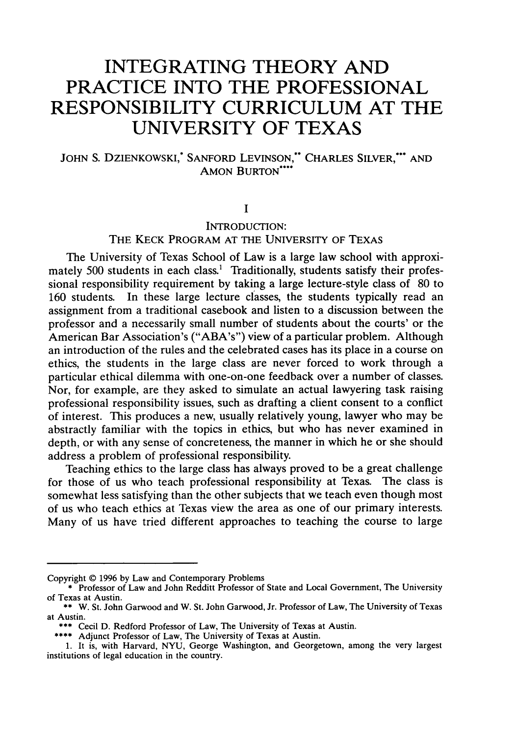# INTEGRATING THEORY AND PRACTICE INTO THE PROFESSIONAL RESPONSIBILITY CURRICULUM AT THE UNIVERSITY OF TEXAS

JOHN S. DZIENKOWSKI,* SANFORD LEVINSON,** CHARLES SILVER,*** AND AMON BURTON****

## I

## INTRODUCTION: THE KECK PROGRAM AT THE UNIVERSITY OF TEXAS

The University of Texas School of Law is a large law school with approximately 500 students in each class.[1] Traditionally, students satisfy their professional responsibility requirement by taking a large lecture-style class of 80 to 160 students. In these large lecture classes, the students typically read an assignment from a traditional casebook and listen to a discussion between the professor and a necessarily small number of students about the courts' or the American Bar Association's ("ABA's") view of a particular problem. Although an introduction of the rules and the celebrated cases has its place in a course on ethics, the students in the large class are never forced to work through a particular ethical dilemma with one-on-one feedback over a number of classes. Nor, for example, are they asked to simulate an actual lawyering task raising professional responsibility issues, such as drafting a client consent to a conflict of interest. This produces a new, usually relatively young, lawyer who may be abstractly familiar with the topics in ethics, but who has never examined in depth, or with any sense of concreteness, the manner in which he or she should address a problem of professional responsibility.

Teaching ethics to the large class has always proved to be a great challenge for those of us who teach professional responsibility at Texas. The class is somewhat less satisfying than the other subjects that we teach even though most of us who teach ethics at Texas view the area as one of our primary interests. Many of us have tried different approaches to teaching the course to large

---

Copyright © 1996 by Law and Contemporary Problems

\* Professor of Law and John Redditt Professor of State and Local Government, The University of Texas at Austin.

\*\* W. St. John Garwood and W. St. John Garwood, Jr. Professor of Law, The University of Texas at Austin.

\*\*\* Cecil D. Redford Professor of Law, The University of Texas at Austin.

\*\*\*\* Adjunct Professor of Law, The University of Texas at Austin.

1. It is, with Harvard, NYU, George Washington, and Georgetown, among the very largest institutions of legal education in the country.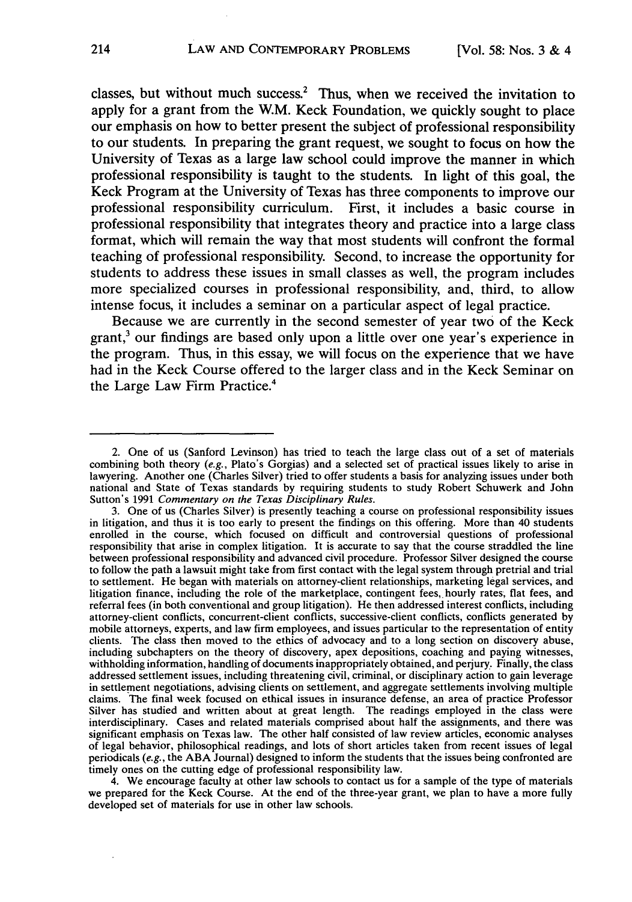classes, but without much success.[2] Thus, when we received the invitation to apply for a grant from the W.M. Keck Foundation, we quickly sought to place our emphasis on how to better present the subject of professional responsibility to our students. In preparing the grant request, we sought to focus on how the University of Texas as a large law school could improve the manner in which professional responsibility is taught to the students. In light of this goal, the Keck Program at the University of Texas has three components to improve our professional responsibility curriculum. First, it includes a basic course in professional responsibility that integrates theory and practice into a large class format, which will remain the way that most students will confront the formal teaching of professional responsibility. Second, to increase the opportunity for students to address these issues in small classes as well, the program includes more specialized courses in professional responsibility, and, third, to allow intense focus, it includes a seminar on a particular aspect of legal practice.

Because we are currently in the second semester of year two of the Keck grant,[3] our findings are based only upon a little over one year's experience in the program. Thus, in this essay, we will focus on the experience that we have had in the Keck Course offered to the larger class and in the Keck Seminar on the Large Law Firm Practice.[4]

---

2. One of us (Sanford Levinson) has tried to teach the large class out of a set of materials combining both theory (*e.g.*, Plato's Gorgias) and a selected set of practical issues likely to arise in lawyering. Another one (Charles Silver) tried to offer students a basis for analyzing issues under both national and State of Texas standards by requiring students to study Robert Schuwerk and John Sutton's 1991 *Commentary on the Texas Disciplinary Rules*.

3. One of us (Charles Silver) is presently teaching a course on professional responsibility issues in litigation, and thus it is too early to present the findings on this offering. More than 40 students enrolled in the course, which focused on difficult and controversial questions of professional responsibility that arise in complex litigation. It is accurate to say that the course straddled the line between professional responsibility and advanced civil procedure. Professor Silver designed the course to follow the path a lawsuit might take from first contact with the legal system through pretrial and trial to settlement. He began with materials on attorney-client relationships, marketing legal services, and litigation finance, including the role of the marketplace, contingent fees, hourly rates, flat fees, and referral fees (in both conventional and group litigation). He then addressed interest conflicts, including attorney-client conflicts, concurrent-client conflicts, successive-client conflicts, conflicts generated by mobile attorneys, experts, and law firm employees, and issues particular to the representation of entity clients. The class then moved to the ethics of advocacy and to a long section on discovery abuse, including subchapters on the theory of discovery, apex depositions, coaching and paying witnesses, withholding information, handling of documents inappropriately obtained, and perjury. Finally, the class addressed settlement issues, including threatening civil, criminal, or disciplinary action to gain leverage in settlement negotiations, advising clients on settlement, and aggregate settlements involving multiple claims. The final week focused on ethical issues in insurance defense, an area of practice Professor Silver has studied and written about at great length. The readings employed in the class were interdisciplinary. Cases and related materials comprised about half the assignments, and there was significant emphasis on Texas law. The other half consisted of law review articles, economic analyses of legal behavior, philosophical readings, and lots of short articles taken from recent issues of legal periodicals (*e.g.*, the ABA Journal) designed to inform the students that the issues being confronted are timely ones on the cutting edge of professional responsibility law.

4. We encourage faculty at other law schools to contact us for a sample of the type of materials we prepared for the Keck Course. At the end of the three-year grant, we plan to have a more fully developed set of materials for use in other law schools.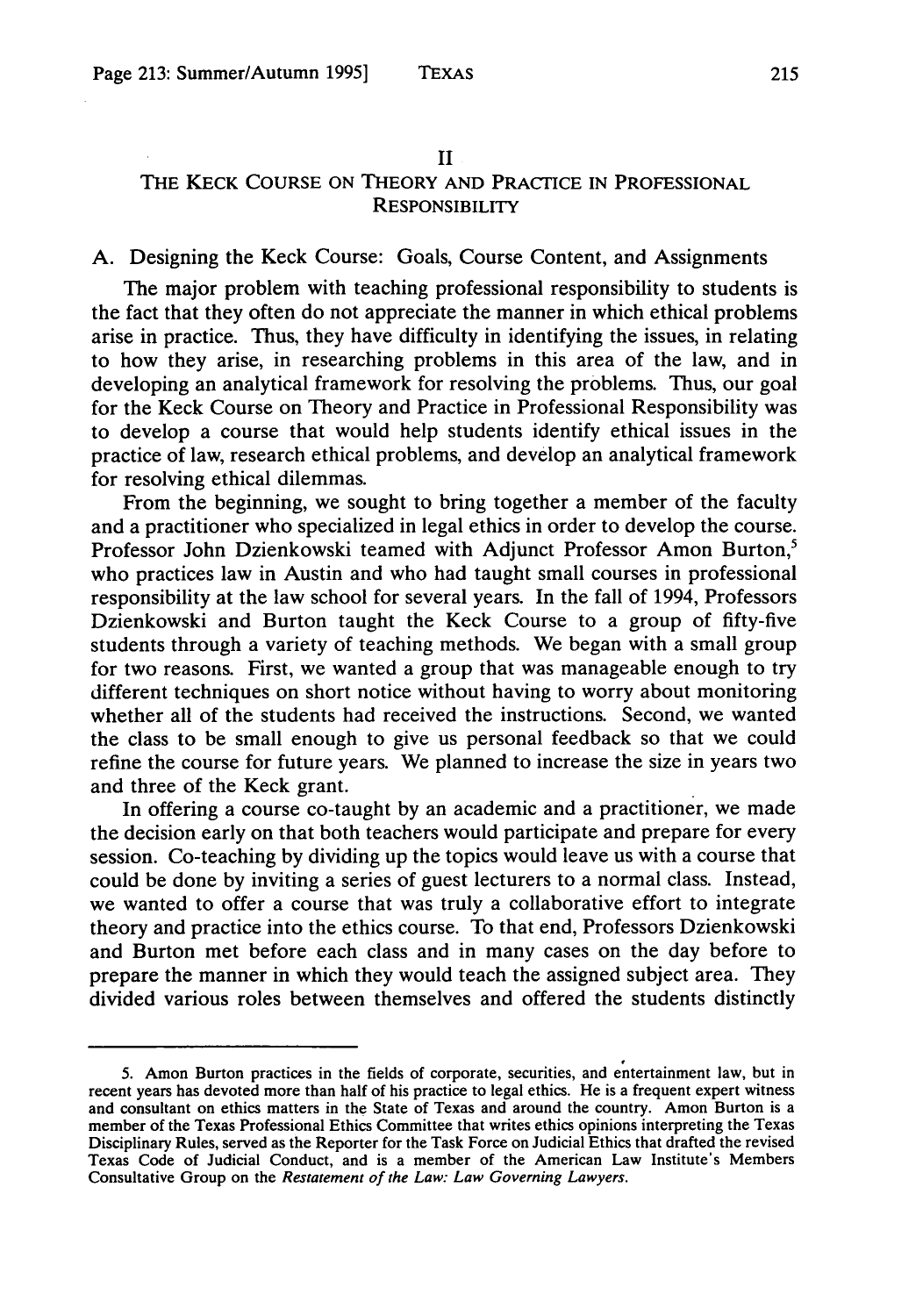## II

## THE KECK COURSE ON THEORY AND PRACTICE IN PROFESSIONAL RESPONSIBILITY

### A. Designing the Keck Course: Goals, Course Content, and Assignments

The major problem with teaching professional responsibility to students is the fact that they often do not appreciate the manner in which ethical problems arise in practice. Thus, they have difficulty in identifying the issues, in relating to how they arise, in researching problems in this area of the law, and in developing an analytical framework for resolving the problems. Thus, our goal for the Keck Course on Theory and Practice in Professional Responsibility was to develop a course that would help students identify ethical issues in the practice of law, research ethical problems, and develop an analytical framework for resolving ethical dilemmas.

From the beginning, we sought to bring together a member of the faculty and a practitioner who specialized in legal ethics in order to develop the course. Professor John Dzienkowski teamed with Adjunct Professor Amon Burton,[5] who practices law in Austin and who had taught small courses in professional responsibility at the law school for several years. In the fall of 1994, Professors Dzienkowski and Burton taught the Keck Course to a group of fifty-five students through a variety of teaching methods. We began with a small group for two reasons. First, we wanted a group that was manageable enough to try different techniques on short notice without having to worry about monitoring whether all of the students had received the instructions. Second, we wanted the class to be small enough to give us personal feedback so that we could refine the course for future years. We planned to increase the size in years two and three of the Keck grant.

In offering a course co-taught by an academic and a practitioner, we made the decision early on that both teachers would participate and prepare for every session. Co-teaching by dividing up the topics would leave us with a course that could be done by inviting a series of guest lecturers to a normal class. Instead, we wanted to offer a course that was truly a collaborative effort to integrate theory and practice into the ethics course. To that end, Professors Dzienkowski and Burton met before each class and in many cases on the day before to prepare the manner in which they would teach the assigned subject area. They divided various roles between themselves and offered the students distinctly

---

5. Amon Burton practices in the fields of corporate, securities, and entertainment law, but in recent years has devoted more than half of his practice to legal ethics. He is a frequent expert witness and consultant on ethics matters in the State of Texas and around the country. Amon Burton is a member of the Texas Professional Ethics Committee that writes ethics opinions interpreting the Texas Disciplinary Rules, served as the Reporter for the Task Force on Judicial Ethics that drafted the revised Texas Code of Judicial Conduct, and is a member of the American Law Institute's Members Consultative Group on the *Restatement of the Law: Law Governing Lawyers*.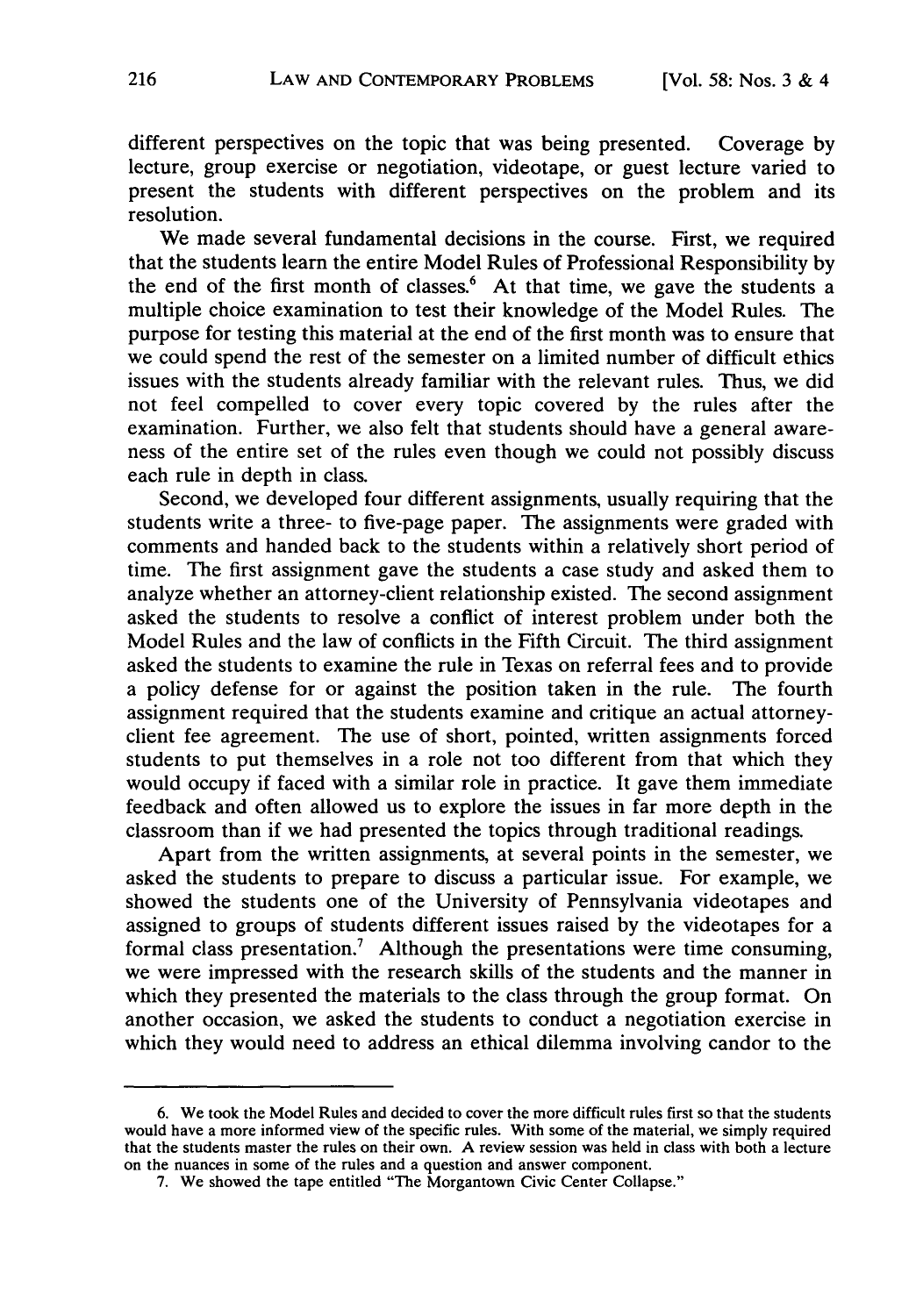different perspectives on the topic that was being presented. Coverage by lecture, group exercise or negotiation, videotape, or guest lecture varied to present the students with different perspectives on the problem and its resolution.

We made several fundamental decisions in the course. First, we required that the students learn the entire Model Rules of Professional Responsibility by the end of the first month of classes.[6] At that time, we gave the students a multiple choice examination to test their knowledge of the Model Rules. The purpose for testing this material at the end of the first month was to ensure that we could spend the rest of the semester on a limited number of difficult ethics issues with the students already familiar with the relevant rules. Thus, we did not feel compelled to cover every topic covered by the rules after the examination. Further, we also felt that students should have a general awareness of the entire set of the rules even though we could not possibly discuss each rule in depth in class.

Second, we developed four different assignments, usually requiring that the students write a three- to five-page paper. The assignments were graded with comments and handed back to the students within a relatively short period of time. The first assignment gave the students a case study and asked them to analyze whether an attorney-client relationship existed. The second assignment asked the students to resolve a conflict of interest problem under both the Model Rules and the law of conflicts in the Fifth Circuit. The third assignment asked the students to examine the rule in Texas on referral fees and to provide a policy defense for or against the position taken in the rule. The fourth assignment required that the students examine and critique an actual attorney-client fee agreement. The use of short, pointed, written assignments forced students to put themselves in a role not too different from that which they would occupy if faced with a similar role in practice. It gave them immediate feedback and often allowed us to explore the issues in far more depth in the classroom than if we had presented the topics through traditional readings.

Apart from the written assignments, at several points in the semester, we asked the students to prepare to discuss a particular issue. For example, we showed the students one of the University of Pennsylvania videotapes and assigned to groups of students different issues raised by the videotapes for a formal class presentation.[7] Although the presentations were time consuming, we were impressed with the research skills of the students and the manner in which they presented the materials to the class through the group format. On another occasion, we asked the students to conduct a negotiation exercise in which they would need to address an ethical dilemma involving candor to the

6. We took the Model Rules and decided to cover the more difficult rules first so that the students would have a more informed view of the specific rules. With some of the material, we simply required that the students master the rules on their own. A review session was held in class with both a lecture on the nuances in some of the rules and a question and answer component.

7. We showed the tape entitled "The Morgantown Civic Center Collapse."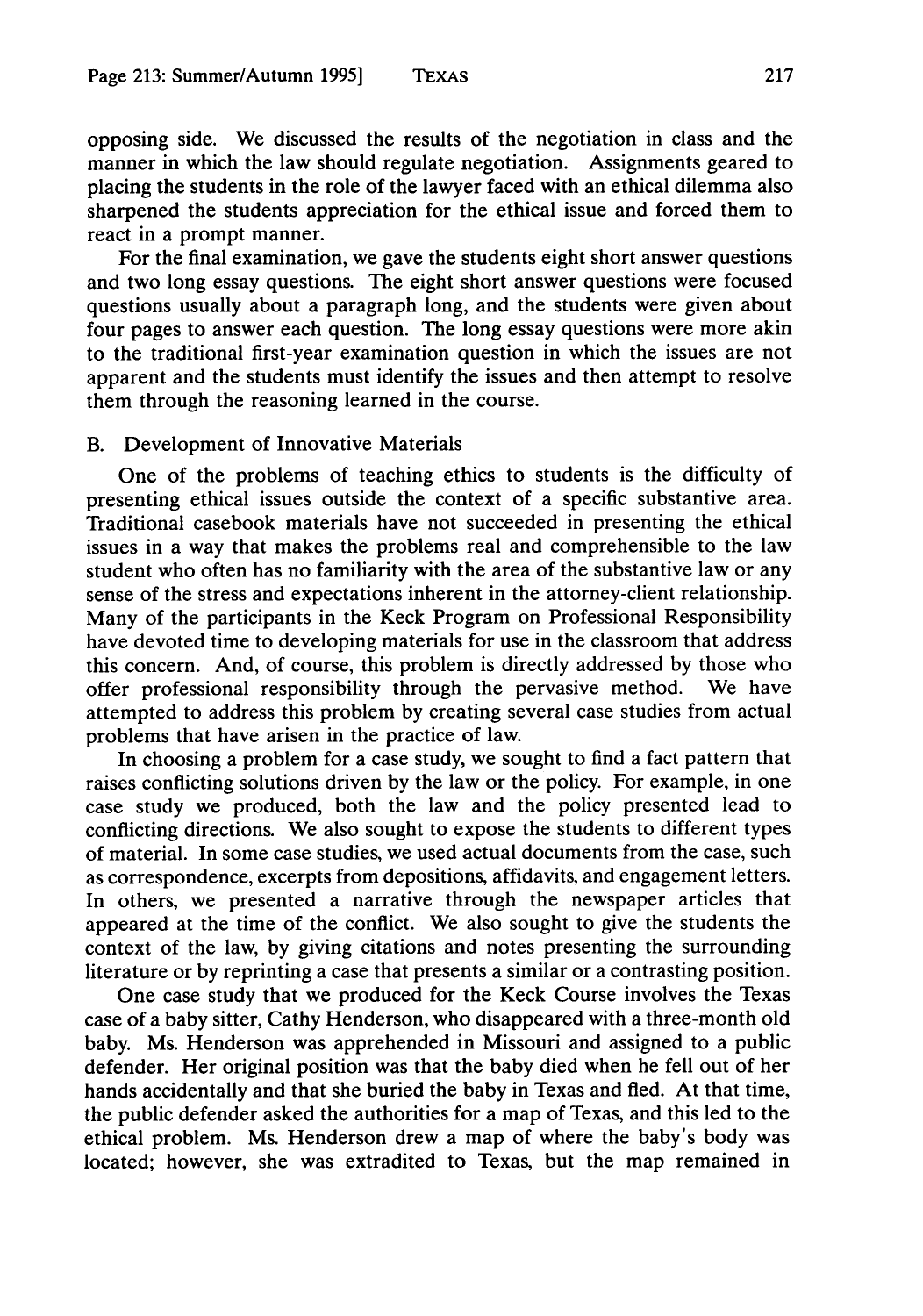opposing side. We discussed the results of the negotiation in class and the manner in which the law should regulate negotiation. Assignments geared to placing the students in the role of the lawyer faced with an ethical dilemma also sharpened the students appreciation for the ethical issue and forced them to react in a prompt manner.

For the final examination, we gave the students eight short answer questions and two long essay questions. The eight short answer questions were focused questions usually about a paragraph long, and the students were given about four pages to answer each question. The long essay questions were more akin to the traditional first-year examination question in which the issues are not apparent and the students must identify the issues and then attempt to resolve them through the reasoning learned in the course.

### B. Development of Innovative Materials

One of the problems of teaching ethics to students is the difficulty of presenting ethical issues outside the context of a specific substantive area. Traditional casebook materials have not succeeded in presenting the ethical issues in a way that makes the problems real and comprehensible to the law student who often has no familiarity with the area of the substantive law or any sense of the stress and expectations inherent in the attorney-client relationship. Many of the participants in the Keck Program on Professional Responsibility have devoted time to developing materials for use in the classroom that address this concern. And, of course, this problem is directly addressed by those who offer professional responsibility through the pervasive method. We have attempted to address this problem by creating several case studies from actual problems that have arisen in the practice of law.

In choosing a problem for a case study, we sought to find a fact pattern that raises conflicting solutions driven by the law or the policy. For example, in one case study we produced, both the law and the policy presented lead to conflicting directions. We also sought to expose the students to different types of material. In some case studies, we used actual documents from the case, such as correspondence, excerpts from depositions, affidavits, and engagement letters. In others, we presented a narrative through the newspaper articles that appeared at the time of the conflict. We also sought to give the students the context of the law, by giving citations and notes presenting the surrounding literature or by reprinting a case that presents a similar or a contrasting position.

One case study that we produced for the Keck Course involves the Texas case of a baby sitter, Cathy Henderson, who disappeared with a three-month old baby. Ms. Henderson was apprehended in Missouri and assigned to a public defender. Her original position was that the baby died when he fell out of her hands accidentally and that she buried the baby in Texas and fled. At that time, the public defender asked the authorities for a map of Texas, and this led to the ethical problem. Ms. Henderson drew a map of where the baby's body was located; however, she was extradited to Texas, but the map remained in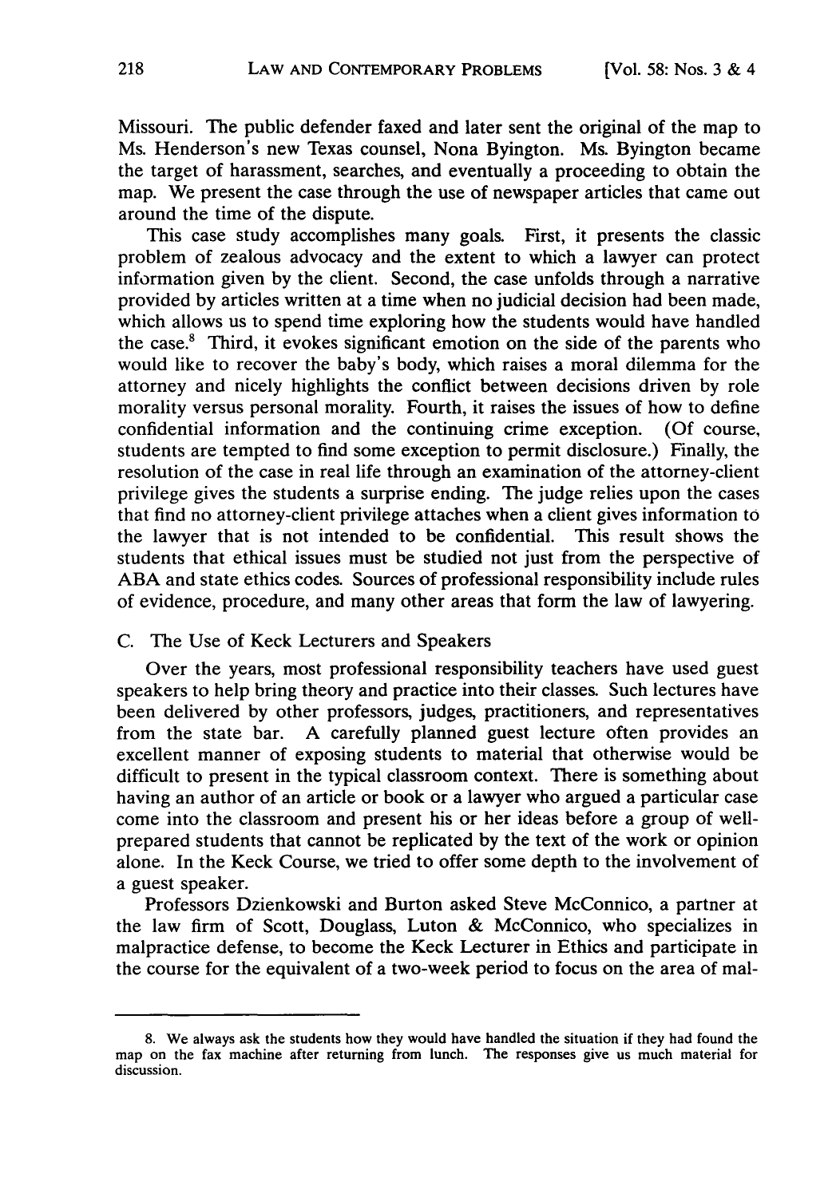Missouri. The public defender faxed and later sent the original of the map to Ms. Henderson's new Texas counsel, Nona Byington. Ms. Byington became the target of harassment, searches, and eventually a proceeding to obtain the map. We present the case through the use of newspaper articles that came out around the time of the dispute.

This case study accomplishes many goals. First, it presents the classic problem of zealous advocacy and the extent to which a lawyer can protect information given by the client. Second, the case unfolds through a narrative provided by articles written at a time when no judicial decision had been made, which allows us to spend time exploring how the students would have handled the case.[8] Third, it evokes significant emotion on the side of the parents who would like to recover the baby's body, which raises a moral dilemma for the attorney and nicely highlights the conflict between decisions driven by role morality versus personal morality. Fourth, it raises the issues of how to define confidential information and the continuing crime exception. (Of course, students are tempted to find some exception to permit disclosure.) Finally, the resolution of the case in real life through an examination of the attorney-client privilege gives the students a surprise ending. The judge relies upon the cases that find no attorney-client privilege attaches when a client gives information to the lawyer that is not intended to be confidential. This result shows the students that ethical issues must be studied not just from the perspective of ABA and state ethics codes. Sources of professional responsibility include rules of evidence, procedure, and many other areas that form the law of lawyering.

### C. The Use of Keck Lecturers and Speakers

Over the years, most professional responsibility teachers have used guest speakers to help bring theory and practice into their classes. Such lectures have been delivered by other professors, judges, practitioners, and representatives from the state bar. A carefully planned guest lecture often provides an excellent manner of exposing students to material that otherwise would be difficult to present in the typical classroom context. There is something about having an author of an article or book or a lawyer who argued a particular case come into the classroom and present his or her ideas before a group of well-prepared students that cannot be replicated by the text of the work or opinion alone. In the Keck Course, we tried to offer some depth to the involvement of a guest speaker.

Professors Dzienkowski and Burton asked Steve McConnico, a partner at the law firm of Scott, Douglass, Luton & McConnico, who specializes in malpractice defense, to become the Keck Lecturer in Ethics and participate in the course for the equivalent of a two-week period to focus on the area of mal-

---

8. We always ask the students how they would have handled the situation if they had found the map on the fax machine after returning from lunch. The responses give us much material for discussion.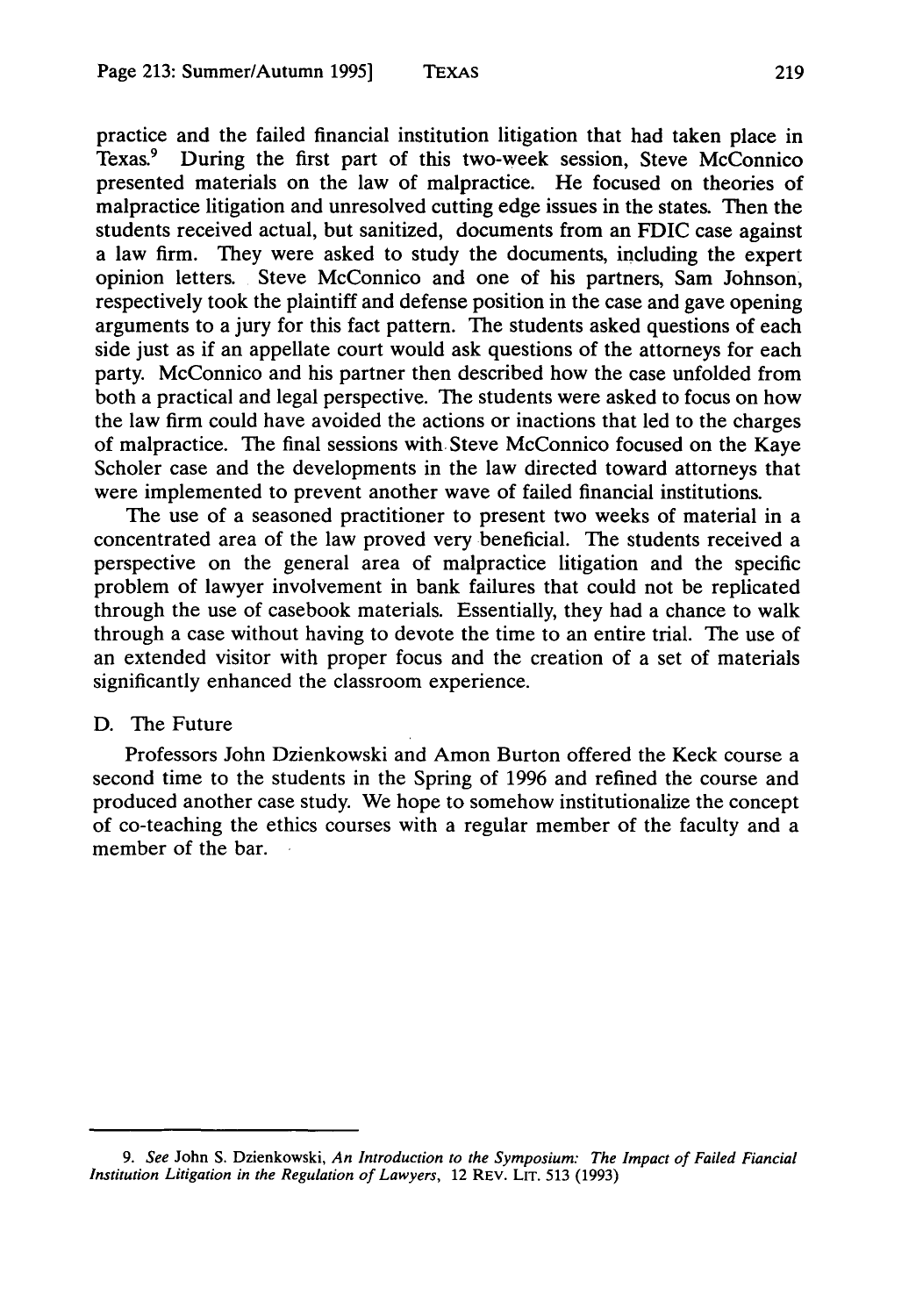practice and the failed financial institution litigation that had taken place in Texas.[9] During the first part of this two-week session, Steve McConnico presented materials on the law of malpractice. He focused on theories of malpractice litigation and unresolved cutting edge issues in the states. Then the students received actual, but sanitized, documents from an FDIC case against a law firm. They were asked to study the documents, including the expert opinion letters. Steve McConnico and one of his partners, Sam Johnson, respectively took the plaintiff and defense position in the case and gave opening arguments to a jury for this fact pattern. The students asked questions of each side just as if an appellate court would ask questions of the attorneys for each party. McConnico and his partner then described how the case unfolded from both a practical and legal perspective. The students were asked to focus on how the law firm could have avoided the actions or inactions that led to the charges of malpractice. The final sessions with Steve McConnico focused on the Kaye Scholer case and the developments in the law directed toward attorneys that were implemented to prevent another wave of failed financial institutions.

The use of a seasoned practitioner to present two weeks of material in a concentrated area of the law proved very beneficial. The students received a perspective on the general area of malpractice litigation and the specific problem of lawyer involvement in bank failures that could not be replicated through the use of casebook materials. Essentially, they had a chance to walk through a case without having to devote the time to an entire trial. The use of an extended visitor with proper focus and the creation of a set of materials significantly enhanced the classroom experience.

### D. The Future

Professors John Dzienkowski and Amon Burton offered the Keck course a second time to the students in the Spring of 1996 and refined the course and produced another case study. We hope to somehow institutionalize the concept of co-teaching the ethics courses with a regular member of the faculty and a member of the bar.

---

9. *See* John S. Dzienkowski, *An Introduction to the Symposium: The Impact of Failed Fiancial Institution Litigation in the Regulation of Lawyers*, 12 REV. LIT. 513 (1993)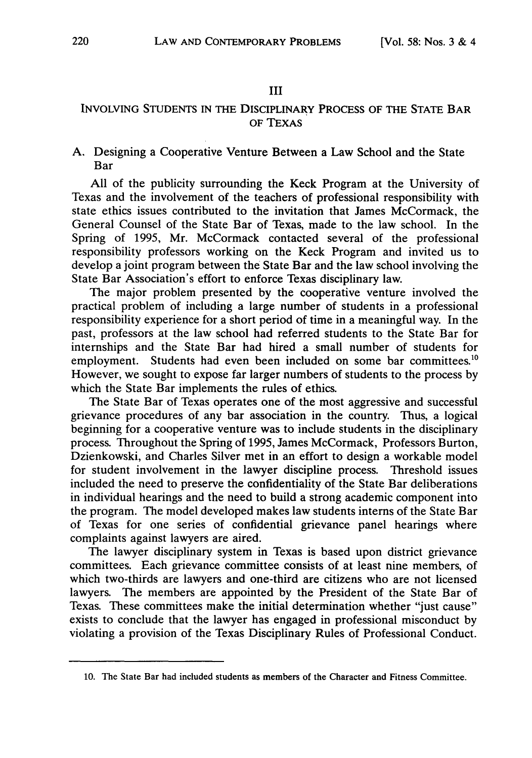## III

## INVOLVING STUDENTS IN THE DISCIPLINARY PROCESS OF THE STATE BAR OF TEXAS

### A. Designing a Cooperative Venture Between a Law School and the State Bar

All of the publicity surrounding the Keck Program at the University of Texas and the involvement of the teachers of professional responsibility with state ethics issues contributed to the invitation that James McCormack, the General Counsel of the State Bar of Texas, made to the law school. In the Spring of 1995, Mr. McCormack contacted several of the professional responsibility professors working on the Keck Program and invited us to develop a joint program between the State Bar and the law school involving the State Bar Association's effort to enforce Texas disciplinary law.

The major problem presented by the cooperative venture involved the practical problem of including a large number of students in a professional responsibility experience for a short period of time in a meaningful way. In the past, professors at the law school had referred students to the State Bar for internships and the State Bar had hired a small number of students for employment. Students had even been included on some bar committees.[10] However, we sought to expose far larger numbers of students to the process by which the State Bar implements the rules of ethics.

The State Bar of Texas operates one of the most aggressive and successful grievance procedures of any bar association in the country. Thus, a logical beginning for a cooperative venture was to include students in the disciplinary process. Throughout the Spring of 1995, James McCormack, Professors Burton, Dzienkowski, and Charles Silver met in an effort to design a workable model for student involvement in the lawyer discipline process. Threshold issues included the need to preserve the confidentiality of the State Bar deliberations in individual hearings and the need to build a strong academic component into the program. The model developed makes law students interns of the State Bar of Texas for one series of confidential grievance panel hearings where complaints against lawyers are aired.

The lawyer disciplinary system in Texas is based upon district grievance committees. Each grievance committee consists of at least nine members, of which two-thirds are lawyers and one-third are citizens who are not licensed lawyers. The members are appointed by the President of the State Bar of Texas. These committees make the initial determination whether "just cause" exists to conclude that the lawyer has engaged in professional misconduct by violating a provision of the Texas Disciplinary Rules of Professional Conduct.

10. The State Bar had included students as members of the Character and Fitness Committee.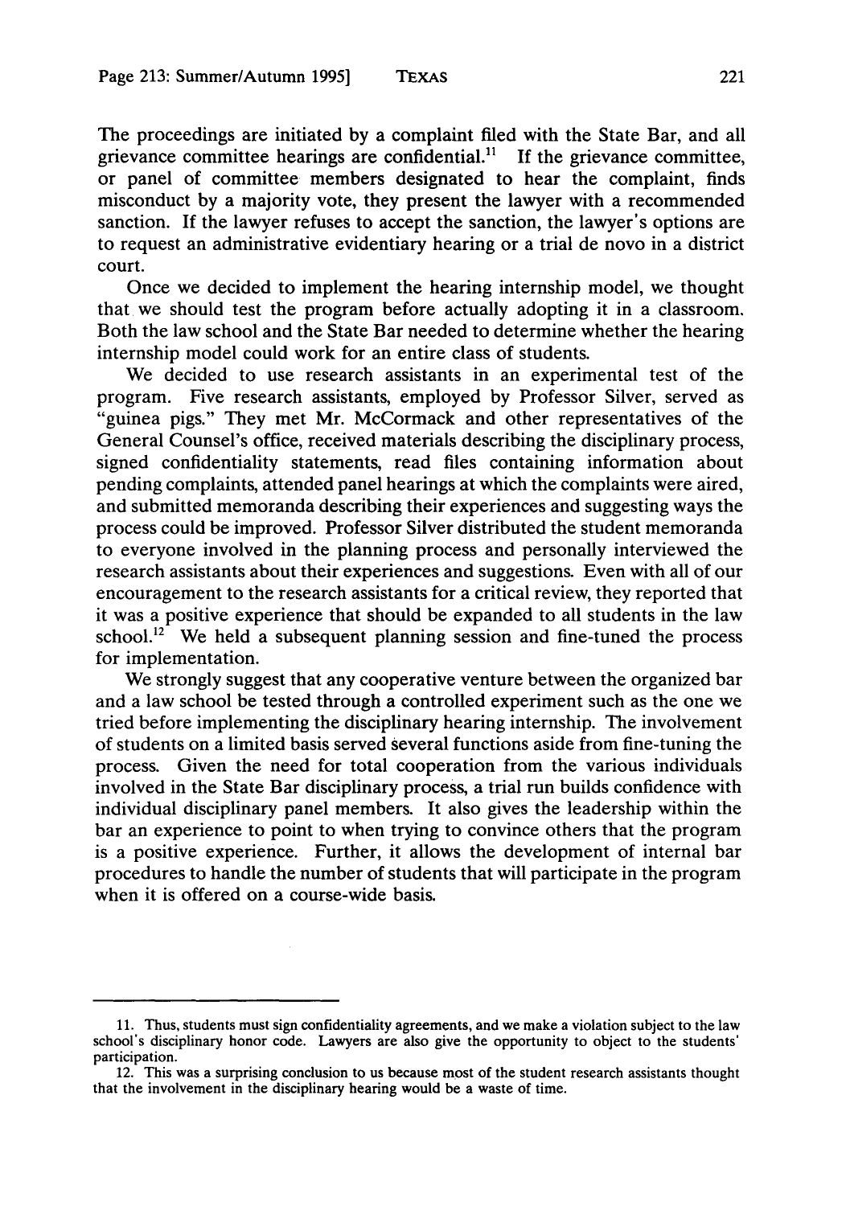The proceedings are initiated by a complaint filed with the State Bar, and all grievance committee hearings are confidential.[11] If the grievance committee, or panel of committee members designated to hear the complaint, finds misconduct by a majority vote, they present the lawyer with a recommended sanction. If the lawyer refuses to accept the sanction, the lawyer's options are to request an administrative evidentiary hearing or a trial de novo in a district court.

Once we decided to implement the hearing internship model, we thought that we should test the program before actually adopting it in a classroom. Both the law school and the State Bar needed to determine whether the hearing internship model could work for an entire class of students.

We decided to use research assistants in an experimental test of the program. Five research assistants, employed by Professor Silver, served as "guinea pigs." They met Mr. McCormack and other representatives of the General Counsel's office, received materials describing the disciplinary process, signed confidentiality statements, read files containing information about pending complaints, attended panel hearings at which the complaints were aired, and submitted memoranda describing their experiences and suggesting ways the process could be improved. Professor Silver distributed the student memoranda to everyone involved in the planning process and personally interviewed the research assistants about their experiences and suggestions. Even with all of our encouragement to the research assistants for a critical review, they reported that it was a positive experience that should be expanded to all students in the law school.[12] We held a subsequent planning session and fine-tuned the process for implementation.

We strongly suggest that any cooperative venture between the organized bar and a law school be tested through a controlled experiment such as the one we tried before implementing the disciplinary hearing internship. The involvement of students on a limited basis served several functions aside from fine-tuning the process. Given the need for total cooperation from the various individuals involved in the State Bar disciplinary process, a trial run builds confidence with individual disciplinary panel members. It also gives the leadership within the bar an experience to point to when trying to convince others that the program is a positive experience. Further, it allows the development of internal bar procedures to handle the number of students that will participate in the program when it is offered on a course-wide basis.

---

11. Thus, students must sign confidentiality agreements, and we make a violation subject to the law school's disciplinary honor code. Lawyers are also give the opportunity to object to the students' participation.

12. This was a surprising conclusion to us because most of the student research assistants thought that the involvement in the disciplinary hearing would be a waste of time.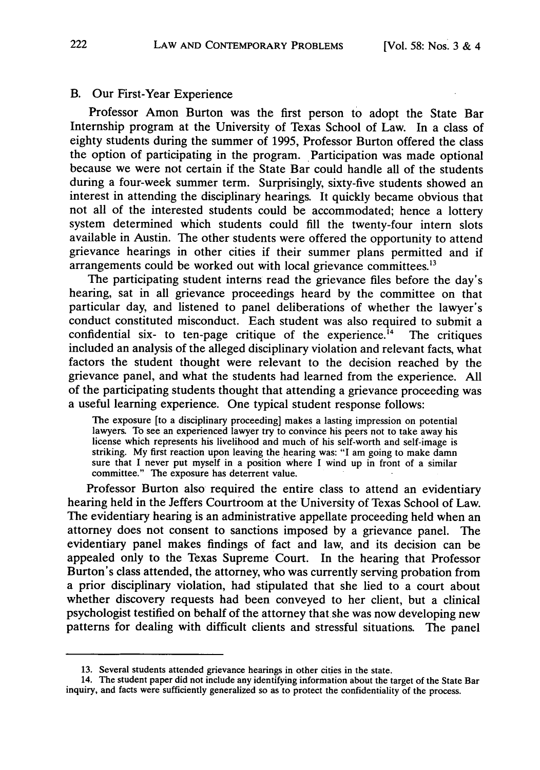## B. Our First-Year Experience

Professor Amon Burton was the first person to adopt the State Bar Internship program at the University of Texas School of Law. In a class of eighty students during the summer of 1995, Professor Burton offered the class the option of participating in the program. Participation was made optional because we were not certain if the State Bar could handle all of the students during a four-week summer term. Surprisingly, sixty-five students showed an interest in attending the disciplinary hearings. It quickly became obvious that not all of the interested students could be accommodated; hence a lottery system determined which students could fill the twenty-four intern slots available in Austin. The other students were offered the opportunity to attend grievance hearings in other cities if their summer plans permitted and if arrangements could be worked out with local grievance committees.[13]

The participating student interns read the grievance files before the day's hearing, sat in all grievance proceedings heard by the committee on that particular day, and listened to panel deliberations of whether the lawyer's conduct constituted misconduct. Each student was also required to submit a confidential six- to ten-page critique of the experience.[14] The critiques included an analysis of the alleged disciplinary violation and relevant facts, what factors the student thought were relevant to the decision reached by the grievance panel, and what the students had learned from the experience. All of the participating students thought that attending a grievance proceeding was a useful learning experience. One typical student response follows:

> The exposure [to a disciplinary proceeding] makes a lasting impression on potential lawyers. To see an experienced lawyer try to convince his peers not to take away his license which represents his livelihood and much of his self-worth and self-image is striking. My first reaction upon leaving the hearing was: "I am going to make damn sure that I never put myself in a position where I wind up in front of a similar committee." The exposure has deterrent value.

Professor Burton also required the entire class to attend an evidentiary hearing held in the Jeffers Courtroom at the University of Texas School of Law. The evidentiary hearing is an administrative appellate proceeding held when an attorney does not consent to sanctions imposed by a grievance panel. The evidentiary panel makes findings of fact and law, and its decision can be appealed only to the Texas Supreme Court. In the hearing that Professor Burton's class attended, the attorney, who was currently serving probation from a prior disciplinary violation, had stipulated that she lied to a court about whether discovery requests had been conveyed to her client, but a clinical psychologist testified on behalf of the attorney that she was now developing new patterns for dealing with difficult clients and stressful situations. The panel

---

13. Several students attended grievance hearings in other cities in the state.

14. The student paper did not include any identifying information about the target of the State Bar inquiry, and facts were sufficiently generalized so as to protect the confidentiality of the process.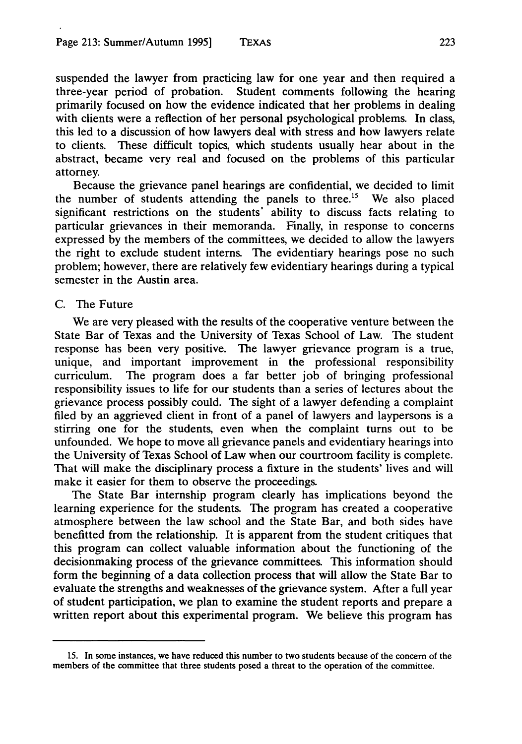suspended the lawyer from practicing law for one year and then required a three-year period of probation. Student comments following the hearing primarily focused on how the evidence indicated that her problems in dealing with clients were a reflection of her personal psychological problems. In class, this led to a discussion of how lawyers deal with stress and how lawyers relate to clients. These difficult topics, which students usually hear about in the abstract, became very real and focused on the problems of this particular attorney.

Because the grievance panel hearings are confidential, we decided to limit the number of students attending the panels to three.[15] We also placed significant restrictions on the students' ability to discuss facts relating to particular grievances in their memoranda. Finally, in response to concerns expressed by the members of the committees, we decided to allow the lawyers the right to exclude student interns. The evidentiary hearings pose no such problem; however, there are relatively few evidentiary hearings during a typical semester in the Austin area.

C. The Future

We are very pleased with the results of the cooperative venture between the State Bar of Texas and the University of Texas School of Law. The student response has been very positive. The lawyer grievance program is a true, unique, and important improvement in the professional responsibility curriculum. The program does a far better job of bringing professional responsibility issues to life for our students than a series of lectures about the grievance process possibly could. The sight of a lawyer defending a complaint filed by an aggrieved client in front of a panel of lawyers and laypersons is a stirring one for the students, even when the complaint turns out to be unfounded. We hope to move all grievance panels and evidentiary hearings into the University of Texas School of Law when our courtroom facility is complete. That will make the disciplinary process a fixture in the students' lives and will make it easier for them to observe the proceedings.

The State Bar internship program clearly has implications beyond the learning experience for the students. The program has created a cooperative atmosphere between the law school and the State Bar, and both sides have benefitted from the relationship. It is apparent from the student critiques that this program can collect valuable information about the functioning of the decisionmaking process of the grievance committees. This information should form the beginning of a data collection process that will allow the State Bar to evaluate the strengths and weaknesses of the grievance system. After a full year of student participation, we plan to examine the student reports and prepare a written report about this experimental program. We believe this program has

---

15. In some instances, we have reduced this number to two students because of the concern of the members of the committee that three students posed a threat to the operation of the committee.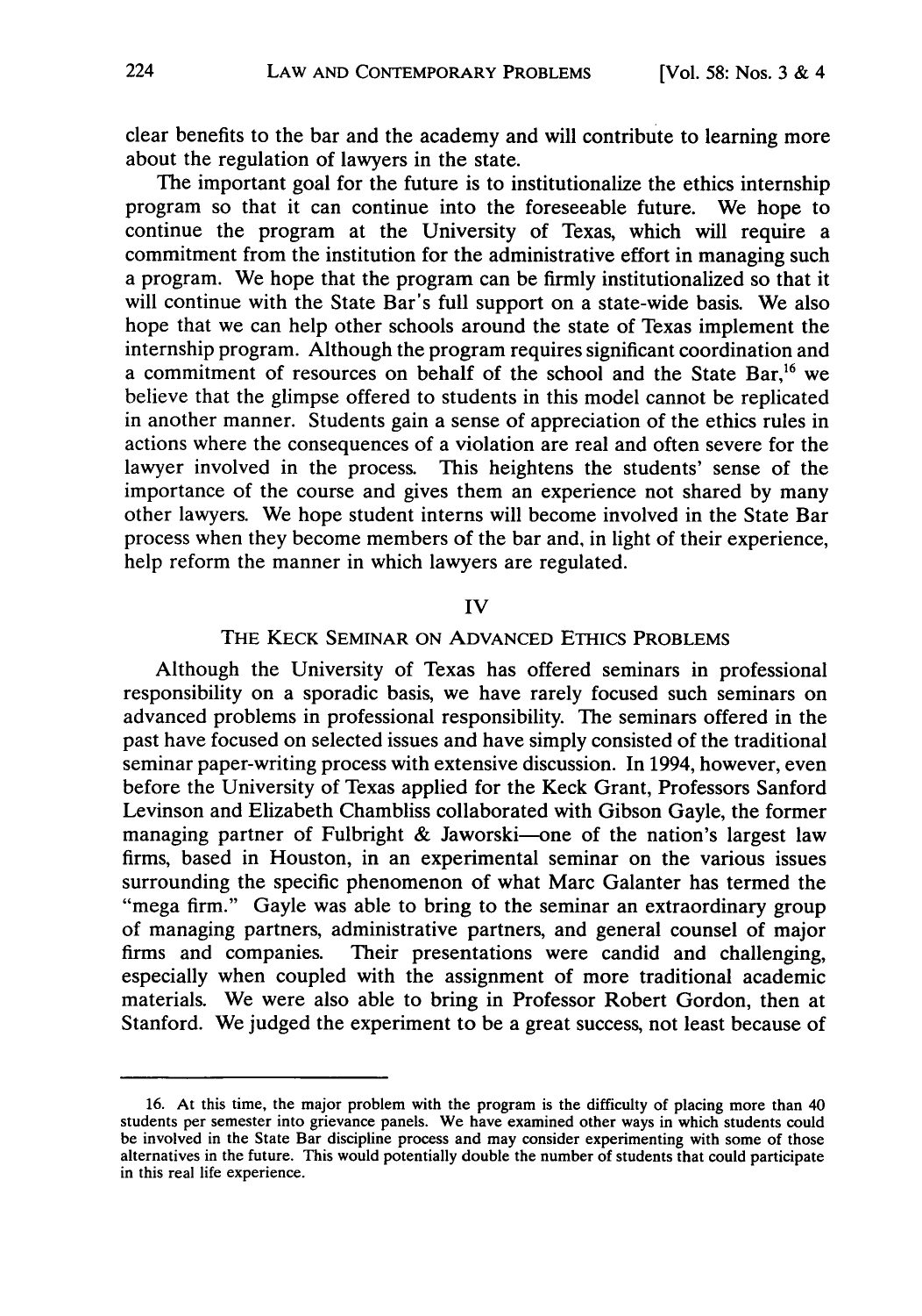clear benefits to the bar and the academy and will contribute to learning more about the regulation of lawyers in the state.

The important goal for the future is to institutionalize the ethics internship program so that it can continue into the foreseeable future. We hope to continue the program at the University of Texas, which will require a commitment from the institution for the administrative effort in managing such a program. We hope that the program can be firmly institutionalized so that it will continue with the State Bar's full support on a state-wide basis. We also hope that we can help other schools around the state of Texas implement the internship program. Although the program requires significant coordination and a commitment of resources on behalf of the school and the State Bar,[16] we believe that the glimpse offered to students in this model cannot be replicated in another manner. Students gain a sense of appreciation of the ethics rules in actions where the consequences of a violation are real and often severe for the lawyer involved in the process. This heightens the students' sense of the importance of the course and gives them an experience not shared by many other lawyers. We hope student interns will become involved in the State Bar process when they become members of the bar and, in light of their experience, help reform the manner in which lawyers are regulated.

## IV

## THE KECK SEMINAR ON ADVANCED ETHICS PROBLEMS

Although the University of Texas has offered seminars in professional responsibility on a sporadic basis, we have rarely focused such seminars on advanced problems in professional responsibility. The seminars offered in the past have focused on selected issues and have simply consisted of the traditional seminar paper-writing process with extensive discussion. In 1994, however, even before the University of Texas applied for the Keck Grant, Professors Sanford Levinson and Elizabeth Chambliss collaborated with Gibson Gayle, the former managing partner of Fulbright & Jaworski—one of the nation's largest law firms, based in Houston, in an experimental seminar on the various issues surrounding the specific phenomenon of what Marc Galanter has termed the "mega firm." Gayle was able to bring to the seminar an extraordinary group of managing partners, administrative partners, and general counsel of major firms and companies. Their presentations were candid and challenging, especially when coupled with the assignment of more traditional academic materials. We were also able to bring in Professor Robert Gordon, then at Stanford. We judged the experiment to be a great success, not least because of

---

16. At this time, the major problem with the program is the difficulty of placing more than 40 students per semester into grievance panels. We have examined other ways in which students could be involved in the State Bar discipline process and may consider experimenting with some of those alternatives in the future. This would potentially double the number of students that could participate in this real life experience.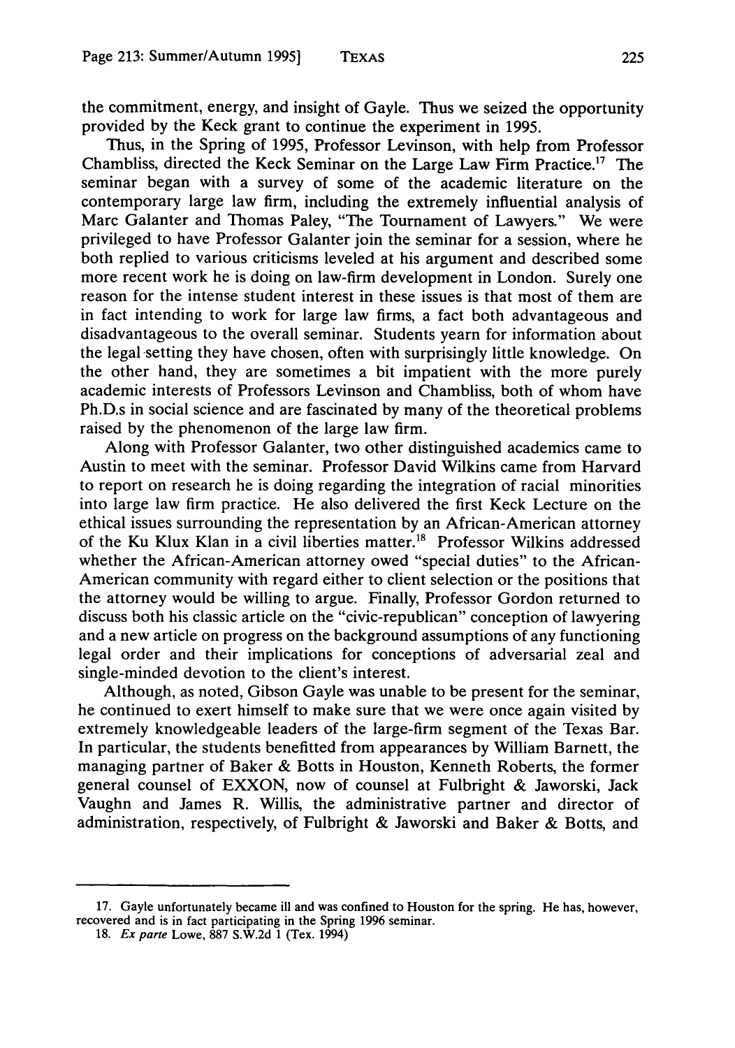the commitment, energy, and insight of Gayle. Thus we seized the opportunity provided by the Keck grant to continue the experiment in 1995.

Thus, in the Spring of 1995, Professor Levinson, with help from Professor Chambliss, directed the Keck Seminar on the Large Law Firm Practice.[17] The seminar began with a survey of some of the academic literature on the contemporary large law firm, including the extremely influential analysis of Marc Galanter and Thomas Paley, "The Tournament of Lawyers." We were privileged to have Professor Galanter join the seminar for a session, where he both replied to various criticisms leveled at his argument and described some more recent work he is doing on law-firm development in London. Surely one reason for the intense student interest in these issues is that most of them are in fact intending to work for large law firms, a fact both advantageous and disadvantageous to the overall seminar. Students yearn for information about the legal setting they have chosen, often with surprisingly little knowledge. On the other hand, they are sometimes a bit impatient with the more purely academic interests of Professors Levinson and Chambliss, both of whom have Ph.D.s in social science and are fascinated by many of the theoretical problems raised by the phenomenon of the large law firm.

Along with Professor Galanter, two other distinguished academics came to Austin to meet with the seminar. Professor David Wilkins came from Harvard to report on research he is doing regarding the integration of racial minorities into large law firm practice. He also delivered the first Keck Lecture on the ethical issues surrounding the representation by an African-American attorney of the Ku Klux Klan in a civil liberties matter.[18] Professor Wilkins addressed whether the African-American attorney owed "special duties" to the African-American community with regard either to client selection or the positions that the attorney would be willing to argue. Finally, Professor Gordon returned to discuss both his classic article on the "civic-republican" conception of lawyering and a new article on progress on the background assumptions of any functioning legal order and their implications for conceptions of adversarial zeal and single-minded devotion to the client's interest.

Although, as noted, Gibson Gayle was unable to be present for the seminar, he continued to exert himself to make sure that we were once again visited by extremely knowledgeable leaders of the large-firm segment of the Texas Bar. In particular, the students benefitted from appearances by William Barnett, the managing partner of Baker & Botts in Houston, Kenneth Roberts, the former general counsel of EXXON, now of counsel at Fulbright & Jaworski, Jack Vaughn and James R. Willis, the administrative partner and director of administration, respectively, of Fulbright & Jaworski and Baker & Botts, and

---

17. Gayle unfortunately became ill and was confined to Houston for the spring. He has, however, recovered and is in fact participating in the Spring 1996 seminar.

18. *Ex parte* Lowe, 887 S.W.2d 1 (Tex. 1994)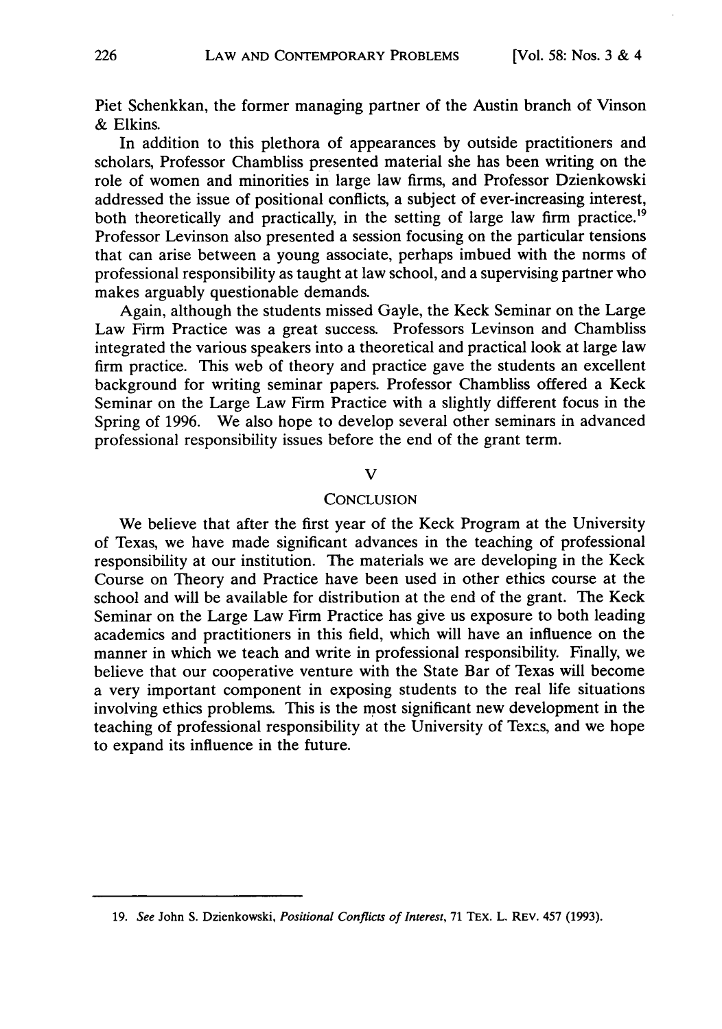Piet Schenkkan, the former managing partner of the Austin branch of Vinson & Elkins.

In addition to this plethora of appearances by outside practitioners and scholars, Professor Chambliss presented material she has been writing on the role of women and minorities in large law firms, and Professor Dzienkowski addressed the issue of positional conflicts, a subject of ever-increasing interest, both theoretically and practically, in the setting of large law firm practice.[19] Professor Levinson also presented a session focusing on the particular tensions that can arise between a young associate, perhaps imbued with the norms of professional responsibility as taught at law school, and a supervising partner who makes arguably questionable demands.

Again, although the students missed Gayle, the Keck Seminar on the Large Law Firm Practice was a great success. Professors Levinson and Chambliss integrated the various speakers into a theoretical and practical look at large law firm practice. This web of theory and practice gave the students an excellent background for writing seminar papers. Professor Chambliss offered a Keck Seminar on the Large Law Firm Practice with a slightly different focus in the Spring of 1996. We also hope to develop several other seminars in advanced professional responsibility issues before the end of the grant term.

## V

## CONCLUSION

We believe that after the first year of the Keck Program at the University of Texas, we have made significant advances in the teaching of professional responsibility at our institution. The materials we are developing in the Keck Course on Theory and Practice have been used in other ethics course at the school and will be available for distribution at the end of the grant. The Keck Seminar on the Large Law Firm Practice has give us exposure to both leading academics and practitioners in this field, which will have an influence on the manner in which we teach and write in professional responsibility. Finally, we believe that our cooperative venture with the State Bar of Texas will become a very important component in exposing students to the real life situations involving ethics problems. This is the most significant new development in the teaching of professional responsibility at the University of Texas, and we hope to expand its influence in the future.

---

19. *See* John S. Dzienkowski, *Positional Conflicts of Interest*, 71 TEX. L. REV. 457 (1993).